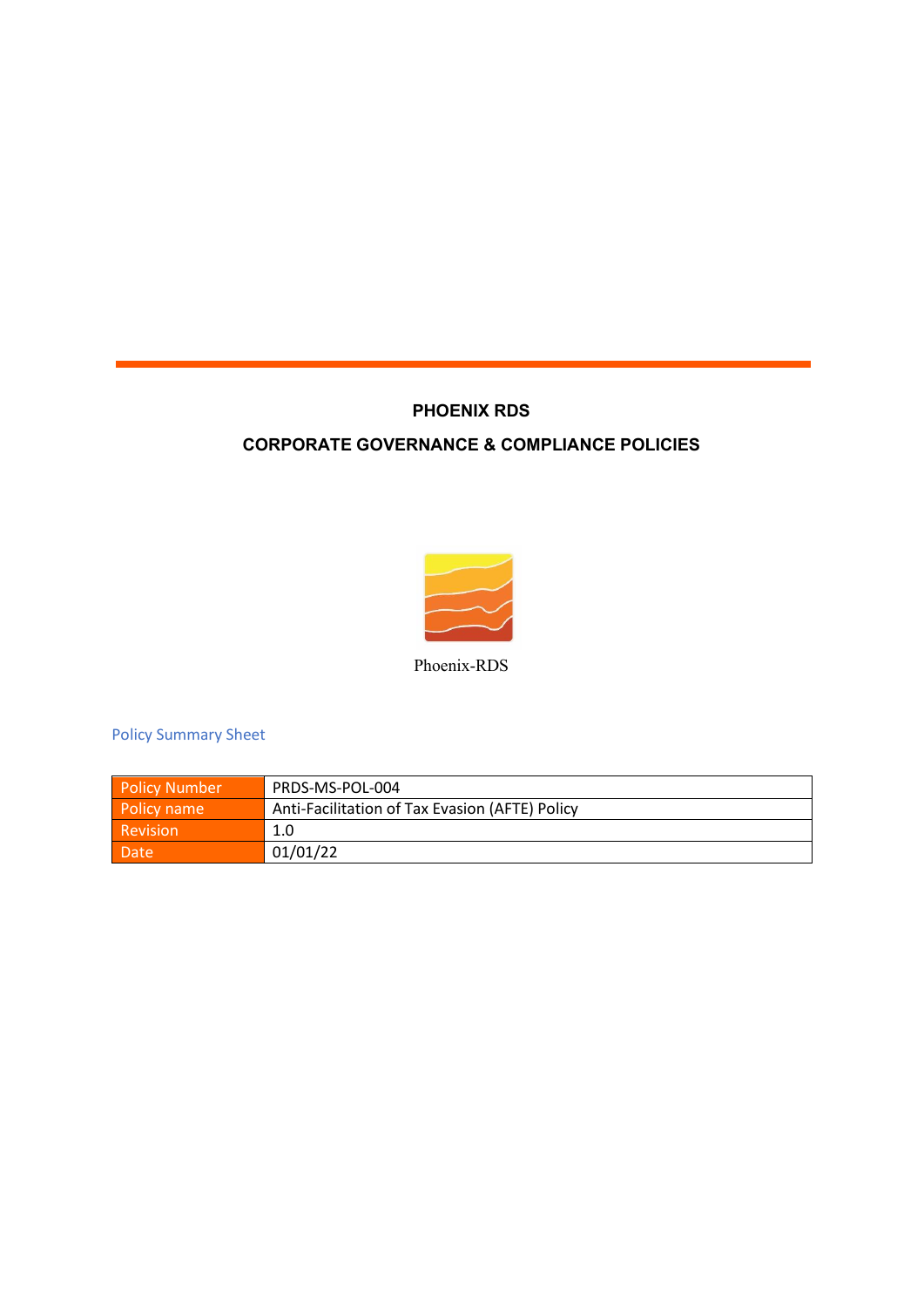# PHOENIX RDS

## CORPORATE GOVERNANCE & COMPLIANCE POLICIES

Phoenix-RDS

Policy Summary Sheet

| Policy Number | PRDS-MS-POL-004 |
|---|---|
| Policy name | Anti-Facilitation of Tax Evasion (AFTE) Policy |
| Revision | 1.0 |
| Date | 01/01/22 |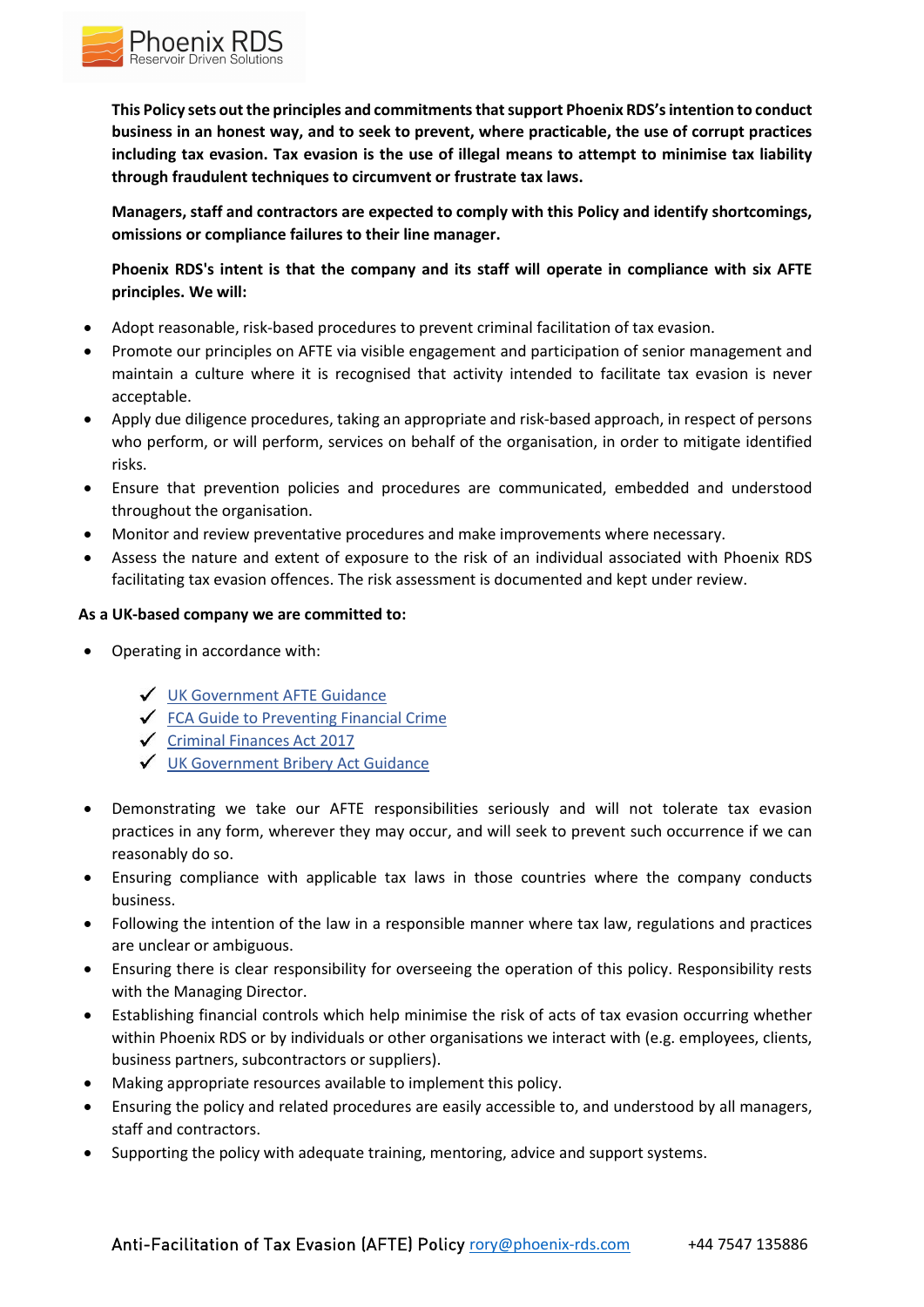**This Policy sets out the principles and commitments that support Phoenix RDS's intention to conduct business in an honest way, and to seek to prevent, where practicable, the use of corrupt practices including tax evasion. Tax evasion is the use of illegal means to attempt to minimise tax liability through fraudulent techniques to circumvent or frustrate tax laws.**

**Managers, staff and contractors are expected to comply with this Policy and identify shortcomings, omissions or compliance failures to their line manager.**

**Phoenix RDS's intent is that the company and its staff will operate in compliance with six AFTE principles. We will:**

- Adopt reasonable, risk-based procedures to prevent criminal facilitation of tax evasion.
- Promote our principles on AFTE via visible engagement and participation of senior management and maintain a culture where it is recognised that activity intended to facilitate tax evasion is never acceptable.
- Apply due diligence procedures, taking an appropriate and risk-based approach, in respect of persons who perform, or will perform, services on behalf of the organisation, in order to mitigate identified risks.
- Ensure that prevention policies and procedures are communicated, embedded and understood throughout the organisation.
- Monitor and review preventative procedures and make improvements where necessary.
- Assess the nature and extent of exposure to the risk of an individual associated with Phoenix RDS facilitating tax evasion offences. The risk assessment is documented and kept under review.

**As a UK-based company we are committed to:**

- Operating in accordance with:
  - ✓ UK Government AFTE Guidance
  - ✓ FCA Guide to Preventing Financial Crime
  - ✓ Criminal Finances Act 2017
  - ✓ UK Government Bribery Act Guidance
- Demonstrating we take our AFTE responsibilities seriously and will not tolerate tax evasion practices in any form, wherever they may occur, and will seek to prevent such occurrence if we can reasonably do so.
- Ensuring compliance with applicable tax laws in those countries where the company conducts business.
- Following the intention of the law in a responsible manner where tax law, regulations and practices are unclear or ambiguous.
- Ensuring there is clear responsibility for overseeing the operation of this policy. Responsibility rests with the Managing Director.
- Establishing financial controls which help minimise the risk of acts of tax evasion occurring whether within Phoenix RDS or by individuals or other organisations we interact with (e.g. employees, clients, business partners, subcontractors or suppliers).
- Making appropriate resources available to implement this policy.
- Ensuring the policy and related procedures are easily accessible to, and understood by all managers, staff and contractors.
- Supporting the policy with adequate training, mentoring, advice and support systems.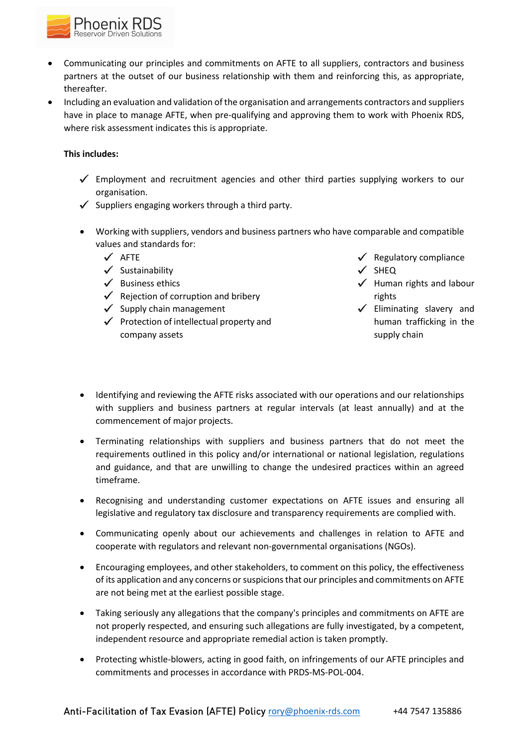- Communicating our principles and commitments on AFTE to all suppliers, contractors and business partners at the outset of our business relationship with them and reinforcing this, as appropriate, thereafter.
- Including an evaluation and validation of the organisation and arrangements contractors and suppliers have in place to manage AFTE, when pre-qualifying and approving them to work with Phoenix RDS, where risk assessment indicates this is appropriate.

**This includes:**

- ✓ Employment and recruitment agencies and other third parties supplying workers to our organisation.
- ✓ Suppliers engaging workers through a third party.

- Working with suppliers, vendors and business partners who have comparable and compatible values and standards for:
  - ✓ AFTE
  - ✓ Sustainability
  - ✓ Business ethics
  - ✓ Rejection of corruption and bribery
  - ✓ Supply chain management
  - ✓ Protection of intellectual property and company assets
  - ✓ Regulatory compliance
  - ✓ SHEQ
  - ✓ Human rights and labour rights
  - ✓ Eliminating slavery and human trafficking in the supply chain

- Identifying and reviewing the AFTE risks associated with our operations and our relationships with suppliers and business partners at regular intervals (at least annually) and at the commencement of major projects.

- Terminating relationships with suppliers and business partners that do not meet the requirements outlined in this policy and/or international or national legislation, regulations and guidance, and that are unwilling to change the undesired practices within an agreed timeframe.

- Recognising and understanding customer expectations on AFTE issues and ensuring all legislative and regulatory tax disclosure and transparency requirements are complied with.

- Communicating openly about our achievements and challenges in relation to AFTE and cooperate with regulators and relevant non-governmental organisations (NGOs).

- Encouraging employees, and other stakeholders, to comment on this policy, the effectiveness of its application and any concerns or suspicions that our principles and commitments on AFTE are not being met at the earliest possible stage.

- Taking seriously any allegations that the company's principles and commitments on AFTE are not properly respected, and ensuring such allegations are fully investigated, by a competent, independent resource and appropriate remedial action is taken promptly.

- Protecting whistle-blowers, acting in good faith, on infringements of our AFTE principles and commitments and processes in accordance with PRDS-MS-POL-004.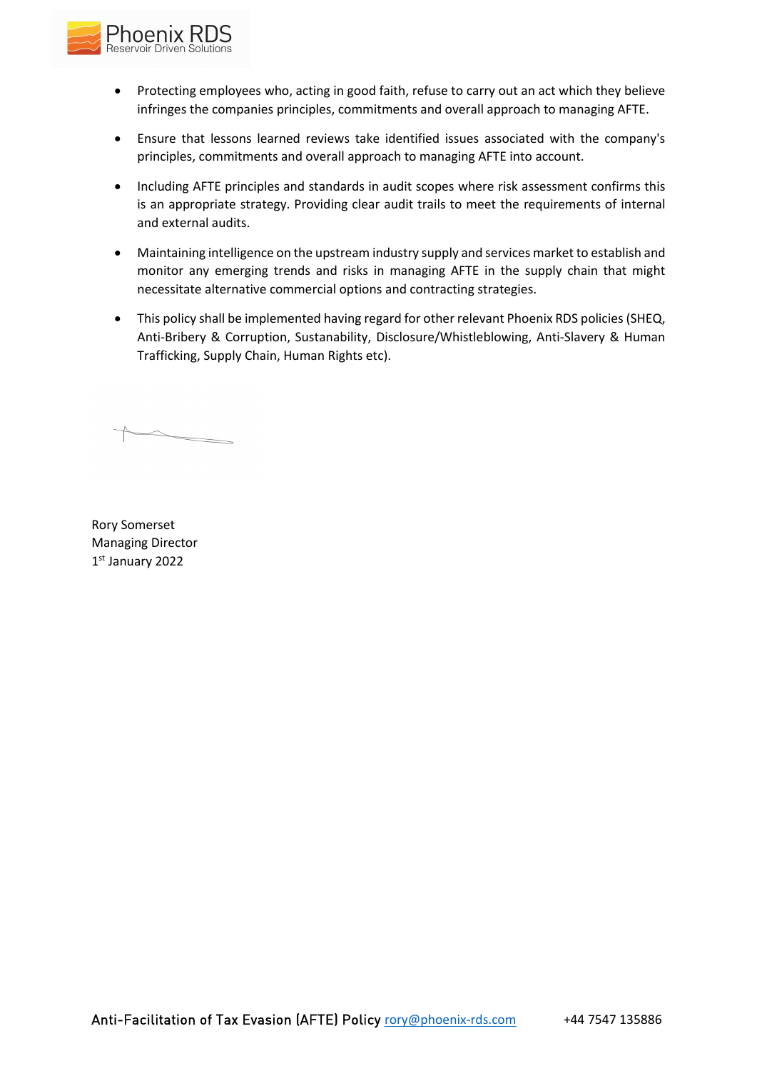- Protecting employees who, acting in good faith, refuse to carry out an act which they believe infringes the companies principles, commitments and overall approach to managing AFTE.
- Ensure that lessons learned reviews take identified issues associated with the company's principles, commitments and overall approach to managing AFTE into account.
- Including AFTE principles and standards in audit scopes where risk assessment confirms this is an appropriate strategy. Providing clear audit trails to meet the requirements of internal and external audits.
- Maintaining intelligence on the upstream industry supply and services market to establish and monitor any emerging trends and risks in managing AFTE in the supply chain that might necessitate alternative commercial options and contracting strategies.
- This policy shall be implemented having regard for other relevant Phoenix RDS policies (SHEQ, Anti-Bribery & Corruption, Sustanability, Disclosure/Whistleblowing, Anti-Slavery & Human Trafficking, Supply Chain, Human Rights etc).

Rory Somerset
Managing Director
1st January 2022